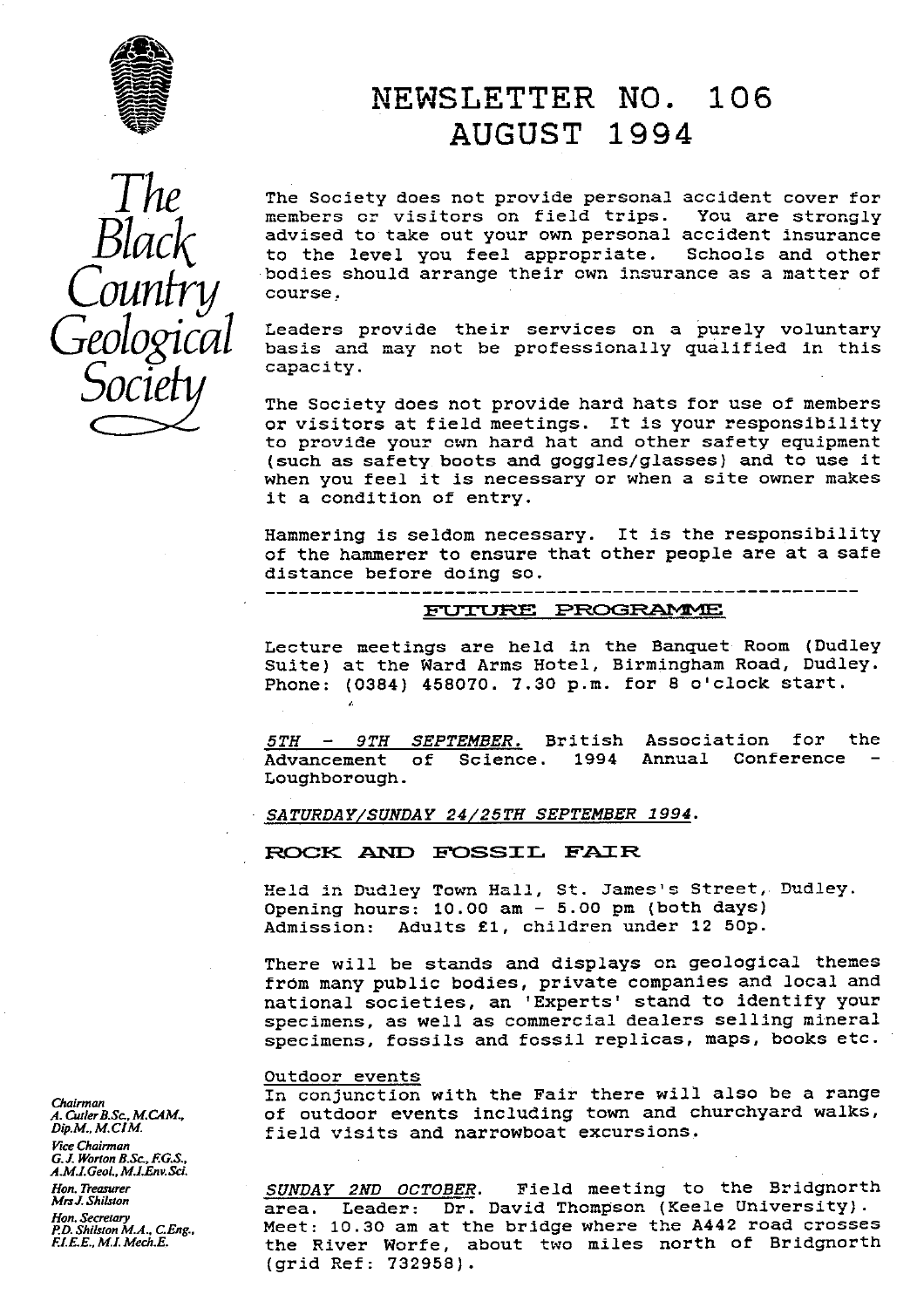# NEWSLETTER NO. 106
# AUGUST 1994

The Black Country Geological Society

The Society does not provide personal accident cover for members or visitors on field trips. You are strongly advised to take out your own personal accident insurance to the level you feel appropriate. Schools and other bodies should arrange their own insurance as a matter of course.

Leaders provide their services on a purely voluntary basis and may not be professionally qualified in this capacity.

The Society does not provide hard hats for use of members or visitors at field meetings. It is your responsibility to provide your own hard hat and other safety equipment (such as safety boots and goggles/glasses) and to use it when you feel it is necessary or when a site owner makes it a condition of entry.

Hammering is seldom necessary. It is the responsibility of the hammerer to ensure that other people are at a safe distance before doing so.

---

## FUTURE PROGRAMME

Lecture meetings are held in the Banquet Room (Dudley Suite) at the Ward Arms Hotel, Birmingham Road, Dudley. Phone: (0384) 458070. 7.30 p.m. for 8 o'clock start.

*5TH - 9TH SEPTEMBER.* British Association for the Advancement of Science. 1994 Annual Conference - Loughborough.

*SATURDAY/SUNDAY 24/25TH SEPTEMBER 1994.*

### ROCK AND FOSSIL FAIR

Held in Dudley Town Hall, St. James's Street, Dudley.
Opening hours: 10.00 am - 5.00 pm (both days)
Admission: Adults £1, children under 12 50p.

There will be stands and displays on geological themes from many public bodies, private companies and local and national societies, an 'Experts' stand to identify your specimens, as well as commercial dealers selling mineral specimens, fossils and fossil replicas, maps, books etc.

Outdoor events
In conjunction with the Fair there will also be a range of outdoor events including town and churchyard walks, field visits and narrowboat excursions.

*SUNDAY 2ND OCTOBER.* Field meeting to the Bridgnorth area. Leader: Dr. David Thompson (Keele University). Meet: 10.30 am at the bridge where the A442 road crosses the River Worfe, about two miles north of Bridgnorth (grid Ref: 732958).

*Chairman*
A. Cutler B.Sc., M.CAM., Dip.M., M.CIM.
*Vice Chairman*
G.J. Worton B.Sc., F.G.S., A.M.I.Geol., M.I.Env.Sci.
*Hon. Treasurer*
Mrs J. Shilston
*Hon. Secretary*
P.D. Shilston M.A., C.Eng., F.I.E.E., M.I. Mech.E.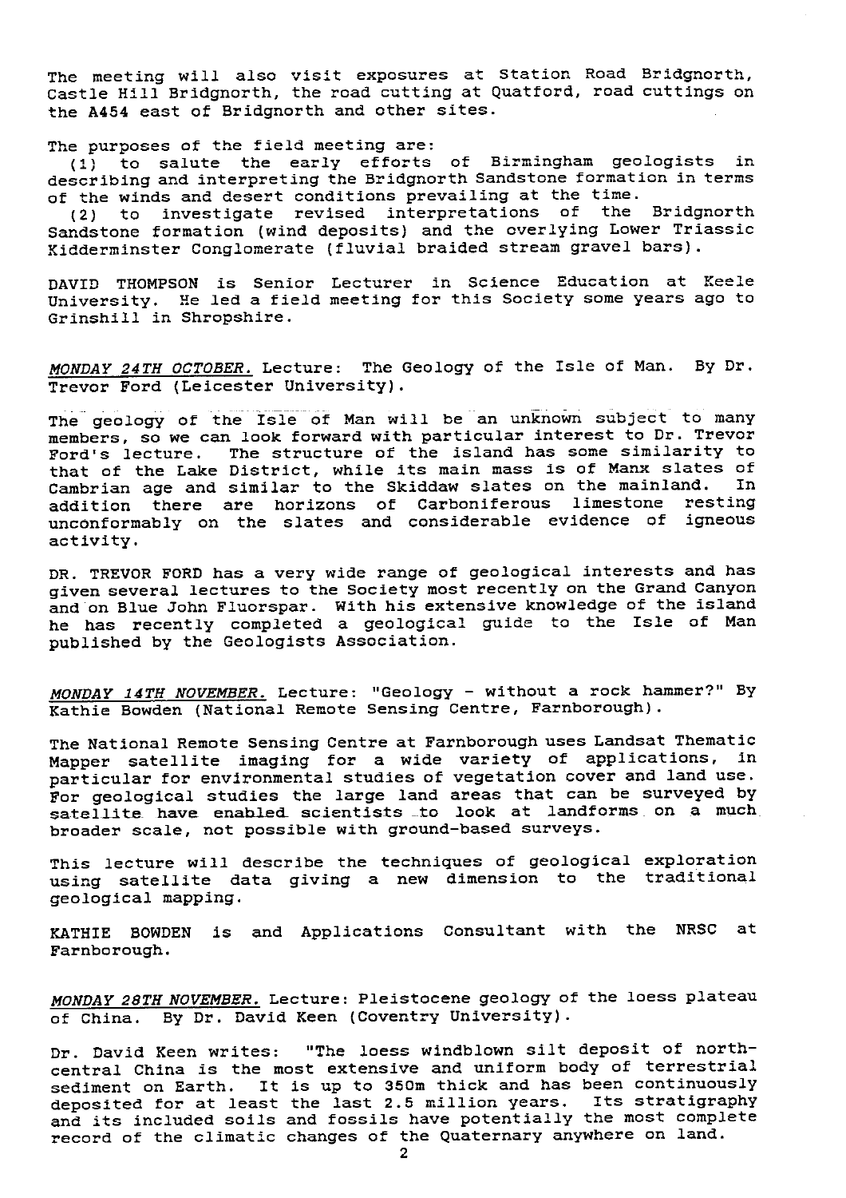The meeting will also visit exposures at Station Road Bridgnorth, Castle Hill Bridgnorth, the road cutting at Quatford, road cuttings on the A454 east of Bridgnorth and other sites.

The purposes of the field meeting are:

(1) to salute the early efforts of Birmingham geologists in describing and interpreting the Bridgnorth Sandstone formation in terms of the winds and desert conditions prevailing at the time.

(2) to investigate revised interpretations of the Bridgnorth Sandstone formation (wind deposits) and the overlying Lower Triassic Kidderminster Conglomerate (fluvial braided stream gravel bars).

DAVID THOMPSON is Senior Lecturer in Science Education at Keele University. He led a field meeting for this Society some years ago to Grinshill in Shropshire.

*MONDAY 24TH OCTOBER.* Lecture: The Geology of the Isle of Man. By Dr. Trevor Ford (Leicester University).

The geology of the Isle of Man will be an unknown subject to many members, so we can look forward with particular interest to Dr. Trevor Ford's lecture. The structure of the island has some similarity to that of the Lake District, while its main mass is of Manx slates of Cambrian age and similar to the Skiddaw slates on the mainland. In addition there are horizons of Carboniferous limestone resting unconformably on the slates and considerable evidence of igneous activity.

DR. TREVOR FORD has a very wide range of geological interests and has given several lectures to the Society most recently on the Grand Canyon and on Blue John Fluorspar. With his extensive knowledge of the island he has recently completed a geological guide to the Isle of Man published by the Geologists Association.

*MONDAY 14TH NOVEMBER.* Lecture: "Geology - without a rock hammer?" By Kathie Bowden (National Remote Sensing Centre, Farnborough).

The National Remote Sensing Centre at Farnborough uses Landsat Thematic Mapper satellite imaging for a wide variety of applications, in particular for environmental studies of vegetation cover and land use. For geological studies the large land areas that can be surveyed by satellite have enabled scientists to look at landforms on a much broader scale, not possible with ground-based surveys.

This lecture will describe the techniques of geological exploration using satellite data giving a new dimension to the traditional geological mapping.

KATHIE BOWDEN is and Applications Consultant with the NRSC at Farnborough.

*MONDAY 28TH NOVEMBER.* Lecture: Pleistocene geology of the loess plateau of China. By Dr. David Keen (Coventry University).

Dr. David Keen writes: "The loess windblown silt deposit of north-central China is the most extensive and uniform body of terrestrial sediment on Earth. It is up to 350m thick and has been continuously deposited for at least the last 2.5 million years. Its stratigraphy and its included soils and fossils have potentially the most complete record of the climatic changes of the Quaternary anywhere on land.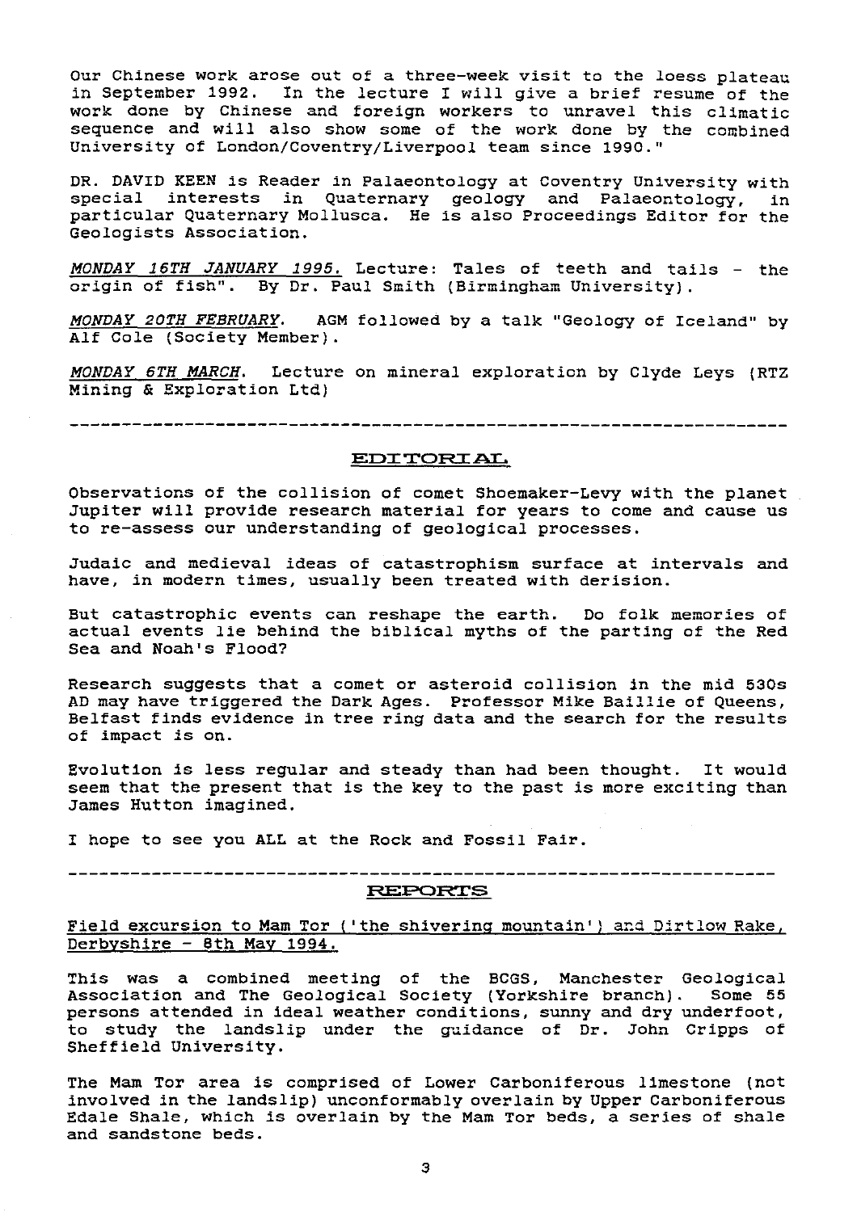Our Chinese work arose out of a three-week visit to the loess plateau in September 1992. In the lecture I will give a brief resume of the work done by Chinese and foreign workers to unravel this climatic sequence and will also show some of the work done by the combined University of London/Coventry/Liverpool team since 1990."

DR. DAVID KEEN is Reader in Palaeontology at Coventry University with special interests in Quaternary geology and Palaeontology, in particular Quaternary Mollusca. He is also Proceedings Editor for the Geologists Association.

*MONDAY 16TH JANUARY 1995.* Lecture: Tales of teeth and tails - the origin of fish". By Dr. Paul Smith (Birmingham University).

*MONDAY 20TH FEBRUARY.* AGM followed by a talk "Geology of Iceland" by Alf Cole (Society Member).

*MONDAY 6TH MARCH.* Lecture on mineral exploration by Clyde Leys (RTZ Mining & Exploration Ltd)

---

## EDITORIAL

Observations of the collision of comet Shoemaker-Levy with the planet Jupiter will provide research material for years to come and cause us to re-assess our understanding of geological processes.

Judaic and medieval ideas of catastrophism surface at intervals and have, in modern times, usually been treated with derision.

But catastrophic events can reshape the earth. Do folk memories of actual events lie behind the biblical myths of the parting of the Red Sea and Noah's Flood?

Research suggests that a comet or asteroid collision in the mid 530s AD may have triggered the Dark Ages. Professor Mike Baillie of Queens, Belfast finds evidence in tree ring data and the search for the results of impact is on.

Evolution is less regular and steady than had been thought. It would seem that the present that is the key to the past is more exciting than James Hutton imagined.

I hope to see you ALL at the Rock and Fossil Fair.

---

## REPORTS

Field excursion to Mam Tor ('the shivering mountain') and Dirtlow Rake, Derbyshire - 8th May 1994.

This was a combined meeting of the BCGS, Manchester Geological Association and The Geological Society (Yorkshire branch). Some 55 persons attended in ideal weather conditions, sunny and dry underfoot, to study the landslip under the guidance of Dr. John Cripps of Sheffield University.

The Mam Tor area is comprised of Lower Carboniferous limestone (not involved in the landslip) unconformably overlain by Upper Carboniferous Edale Shale, which is overlain by the Mam Tor beds, a series of shale and sandstone beds.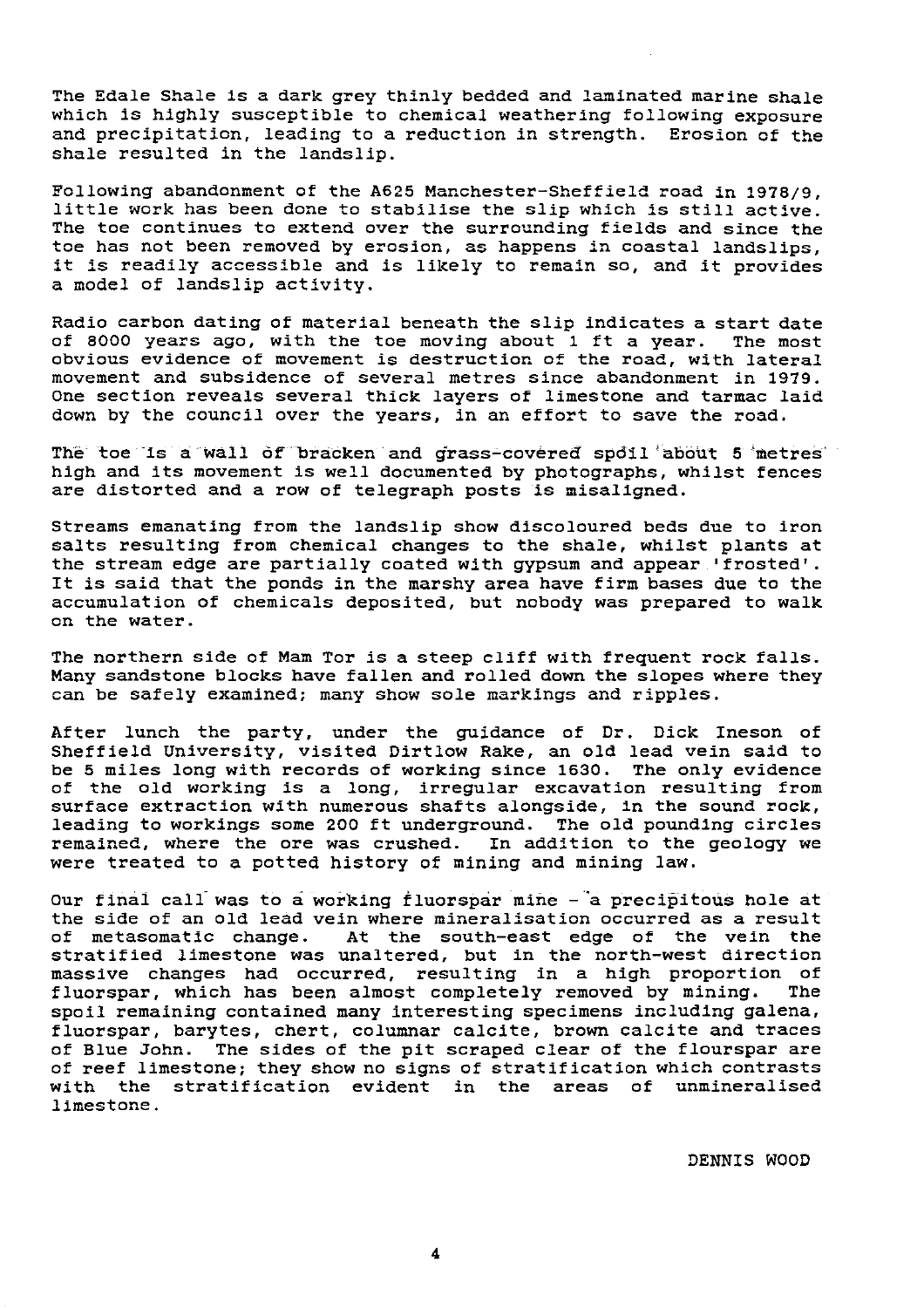The Edale Shale is a dark grey thinly bedded and laminated marine shale which is highly susceptible to chemical weathering following exposure and precipitation, leading to a reduction in strength. Erosion of the shale resulted in the landslip.

Following abandonment of the A625 Manchester-Sheffield road in 1978/9, little work has been done to stabilise the slip which is still active. The toe continues to extend over the surrounding fields and since the toe has not been removed by erosion, as happens in coastal landslips, it is readily accessible and is likely to remain so, and it provides a model of landslip activity.

Radio carbon dating of material beneath the slip indicates a start date of 8000 years ago, with the toe moving about 1 ft a year. The most obvious evidence of movement is destruction of the road, with lateral movement and subsidence of several metres since abandonment in 1979. One section reveals several thick layers of limestone and tarmac laid down by the council over the years, in an effort to save the road.

The toe is a wall of bracken and grass-covered spoil about 5 metres high and its movement is well documented by photographs, whilst fences are distorted and a row of telegraph posts is misaligned.

Streams emanating from the landslip show discoloured beds due to iron salts resulting from chemical changes to the shale, whilst plants at the stream edge are partially coated with gypsum and appear 'frosted'. It is said that the ponds in the marshy area have firm bases due to the accumulation of chemicals deposited, but nobody was prepared to walk on the water.

The northern side of Mam Tor is a steep cliff with frequent rock falls. Many sandstone blocks have fallen and rolled down the slopes where they can be safely examined; many show sole markings and ripples.

After lunch the party, under the guidance of Dr. Dick Ineson of Sheffield University, visited Dirtlow Rake, an old lead vein said to be 5 miles long with records of working since 1630. The only evidence of the old working is a long, irregular excavation resulting from surface extraction with numerous shafts alongside, in the sound rock, leading to workings some 200 ft underground. The old pounding circles remained, where the ore was crushed. In addition to the geology we were treated to a potted history of mining and mining law.

Our final call was to a working fluorspar mine - a precipitous hole at the side of an old lead vein where mineralisation occurred as a result of metasomatic change. At the south-east edge of the vein the stratified limestone was unaltered, but in the north-west direction massive changes had occurred, resulting in a high proportion of fluorspar, which has been almost completely removed by mining. The spoil remaining contained many interesting specimens including galena, fluorspar, barytes, chert, columnar calcite, brown calcite and traces of Blue John. The sides of the pit scraped clear of the flourspar are of reef limestone; they show no signs of stratification which contrasts with the stratification evident in the areas of unmineralised limestone.

DENNIS WOOD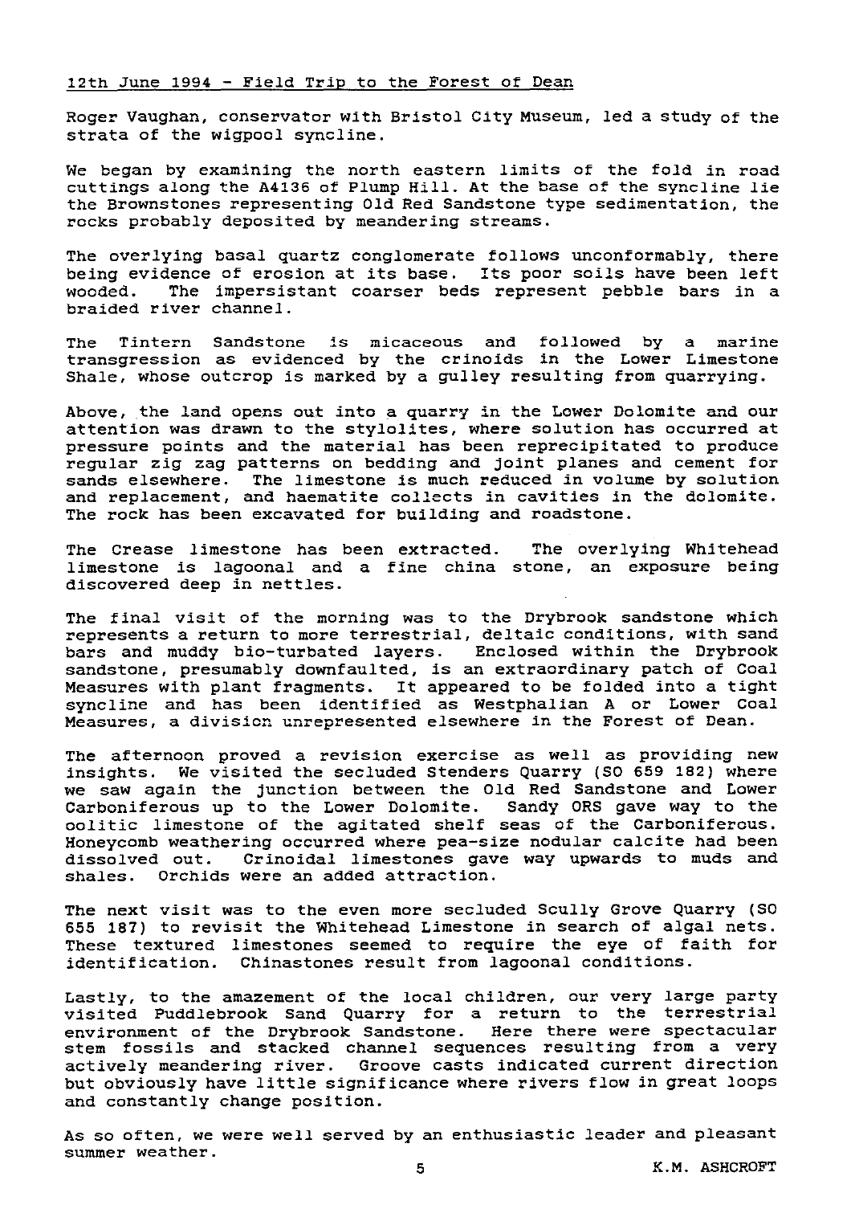## 12th June 1994 - Field Trip to the Forest of Dean

Roger Vaughan, conservator with Bristol City Museum, led a study of the strata of the wigpool syncline.

We began by examining the north eastern limits of the fold in road cuttings along the A4136 of Plump Hill. At the base of the syncline lie the Brownstones representing Old Red Sandstone type sedimentation, the rocks probably deposited by meandering streams.

The overlying basal quartz conglomerate follows unconformably, there being evidence of erosion at its base. Its poor soils have been left wooded. The impersistant coarser beds represent pebble bars in a braided river channel.

The Tintern Sandstone is micaceous and followed by a marine transgression as evidenced by the crinoids in the Lower Limestone Shale, whose outcrop is marked by a gulley resulting from quarrying.

Above, the land opens out into a quarry in the Lower Dolomite and our attention was drawn to the stylolites, where solution has occurred at pressure points and the material has been reprecipitated to produce regular zig zag patterns on bedding and joint planes and cement for sands elsewhere. The limestone is much reduced in volume by solution and replacement, and haematite collects in cavities in the dolomite. The rock has been excavated for building and roadstone.

The Crease limestone has been extracted. The overlying Whitehead limestone is lagoonal and a fine china stone, an exposure being discovered deep in nettles.

The final visit of the morning was to the Drybrook sandstone which represents a return to more terrestrial, deltaic conditions, with sand bars and muddy bio-turbated layers. Enclosed within the Drybrook sandstone, presumably downfaulted, is an extraordinary patch of Coal Measures with plant fragments. It appeared to be folded into a tight syncline and has been identified as Westphalian A or Lower Coal Measures, a division unrepresented elsewhere in the Forest of Dean.

The afternoon proved a revision exercise as well as providing new insights. We visited the secluded Stenders Quarry (SO 659 182) where we saw again the junction between the Old Red Sandstone and Lower Carboniferous up to the Lower Dolomite. Sandy ORS gave way to the oolitic limestone of the agitated shelf seas of the Carboniferous. Honeycomb weathering occurred where pea-size nodular calcite had been dissolved out. Crinoidal limestones gave way upwards to muds and shales. Orchids were an added attraction.

The next visit was to the even more secluded Scully Grove Quarry (SO 655 187) to revisit the Whitehead Limestone in search of algal nets. These textured limestones seemed to require the eye of faith for identification. Chinastones result from lagoonal conditions.

Lastly, to the amazement of the local children, our very large party visited Puddlebrook Sand Quarry for a return to the terrestrial environment of the Drybrook Sandstone. Here there were spectacular stem fossils and stacked channel sequences resulting from a very actively meandering river. Groove casts indicated current direction but obviously have little significance where rivers flow in great loops and constantly change position.

As so often, we were well served by an enthusiastic leader and pleasant summer weather.

K.M. ASHCROFT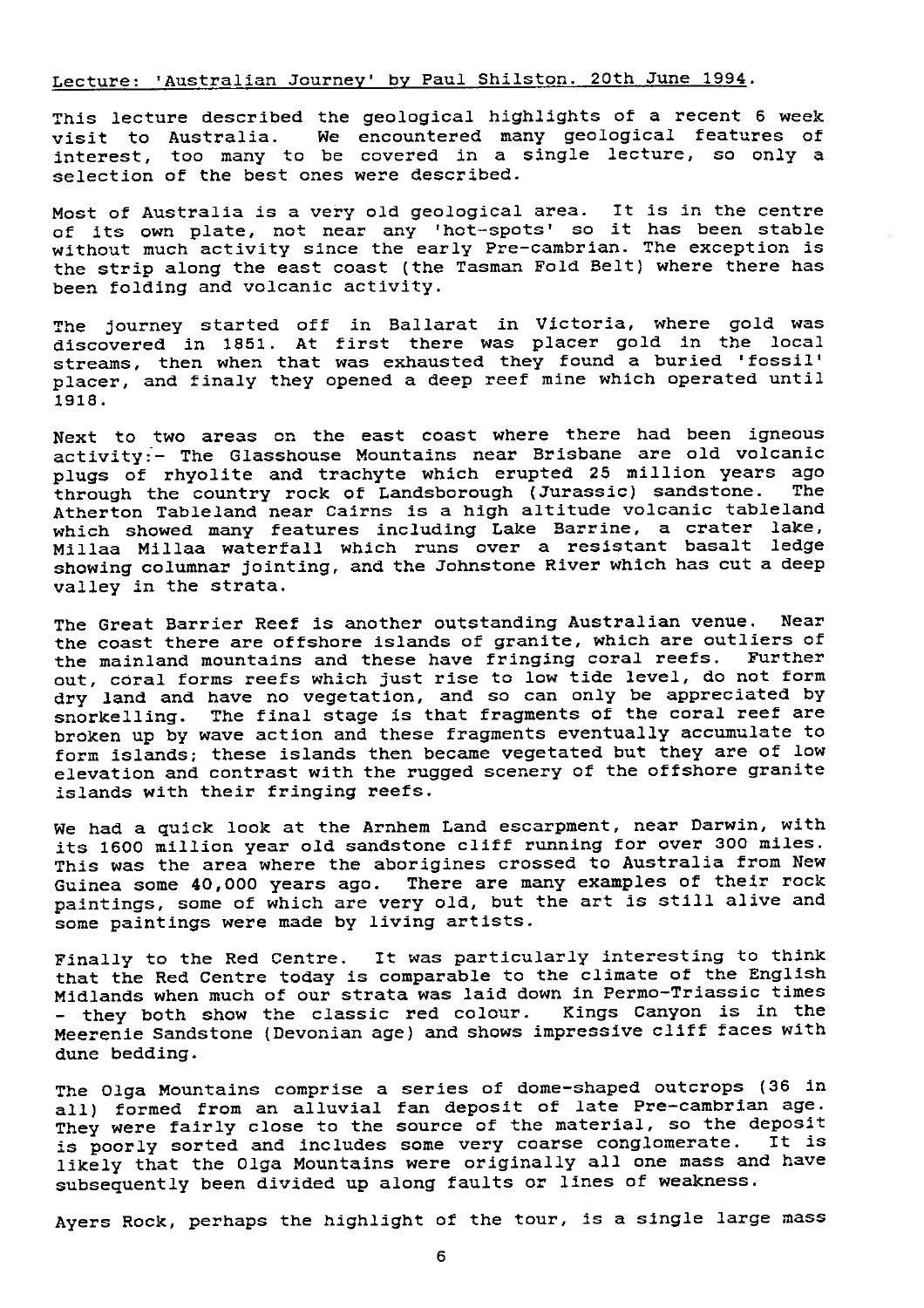Lecture: 'Australian Journey' by Paul Shilston. 20th June 1994.

This lecture described the geological highlights of a recent 6 week visit to Australia. We encountered many geological features of interest, too many to be covered in a single lecture, so only a selection of the best ones were described.

Most of Australia is a very old geological area. It is in the centre of its own plate, not near any 'hot-spots' so it has been stable without much activity since the early Pre-cambrian. The exception is the strip along the east coast (the Tasman Fold Belt) where there has been folding and volcanic activity.

The journey started off in Ballarat in Victoria, where gold was discovered in 1851. At first there was placer gold in the local streams, then when that was exhausted they found a buried 'fossil' placer, and finaly they opened a deep reef mine which operated until 1918.

Next to two areas on the east coast where there had been igneous activity:- The Glasshouse Mountains near Brisbane are old volcanic plugs of rhyolite and trachyte which erupted 25 million years ago through the country rock of Landsborough (Jurassic) sandstone. The Atherton Tableland near Cairns is a high altitude volcanic tableland which showed many features including Lake Barrine, a crater lake, Millaa Millaa waterfall which runs over a resistant basalt ledge showing columnar jointing, and the Johnstone River which has cut a deep valley in the strata.

The Great Barrier Reef is another outstanding Australian venue. Near the coast there are offshore islands of granite, which are outliers of the mainland mountains and these have fringing coral reefs. Further out, coral forms reefs which just rise to low tide level, do not form dry land and have no vegetation, and so can only be appreciated by snorkelling. The final stage is that fragments of the coral reef are broken up by wave action and these fragments eventually accumulate to form islands; these islands then became vegetated but they are of low elevation and contrast with the rugged scenery of the offshore granite islands with their fringing reefs.

We had a quick look at the Arnhem Land escarpment, near Darwin, with its 1600 million year old sandstone cliff running for over 300 miles. This was the area where the aborigines crossed to Australia from New Guinea some 40,000 years ago. There are many examples of their rock paintings, some of which are very old, but the art is still alive and some paintings were made by living artists.

Finally to the Red Centre. It was particularly interesting to think that the Red Centre today is comparable to the climate of the English Midlands when much of our strata was laid down in Permo-Triassic times - they both show the classic red colour. Kings Canyon is in the Meerenie Sandstone (Devonian age) and shows impressive cliff faces with dune bedding.

The Olga Mountains comprise a series of dome-shaped outcrops (36 in all) formed from an alluvial fan deposit of late Pre-cambrian age. They were fairly close to the source of the material, so the deposit is poorly sorted and includes some very coarse conglomerate. It is likely that the Olga Mountains were originally all one mass and have subsequently been divided up along faults or lines of weakness.

Ayers Rock, perhaps the highlight of the tour, is a single large mass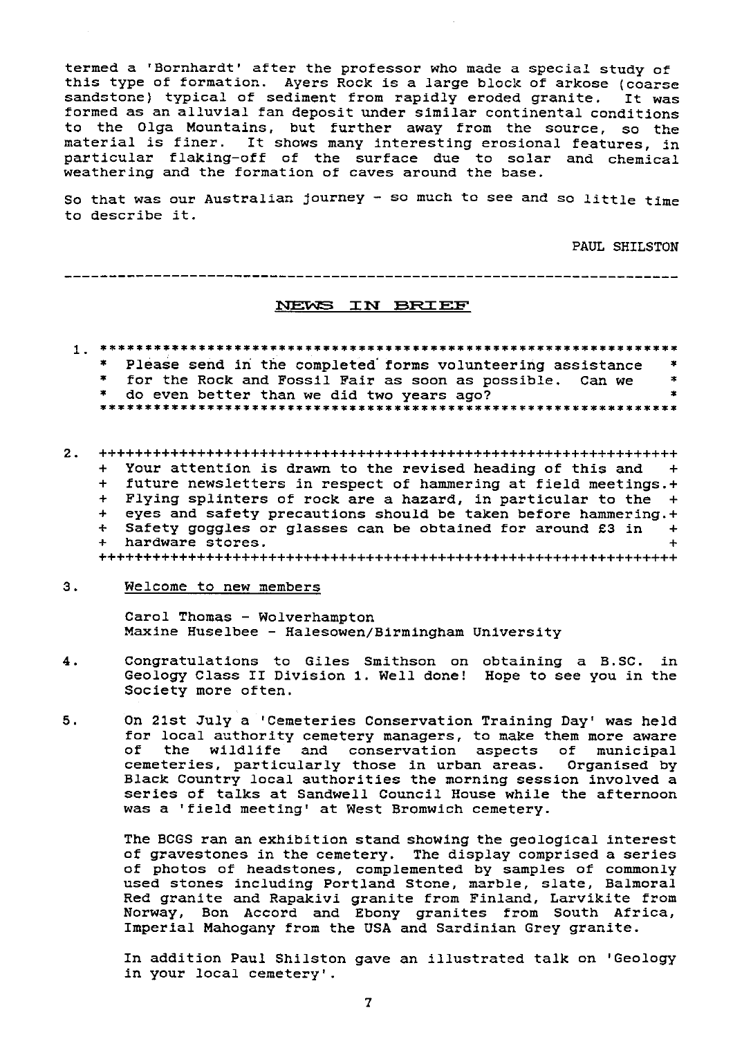termed a 'Bornhardt' after the professor who made a special study of this type of formation. Ayers Rock is a large block of arkose (coarse sandstone) typical of sediment from rapidly eroded granite. It was formed as an alluvial fan deposit under similar continental conditions to the Olga Mountains, but further away from the source, so the material is finer. It shows many interesting erosional features, in particular flaking-off of the surface due to solar and chemical weathering and the formation of caves around the base.

So that was our Australian journey - so much to see and so little time to describe it.

PAUL SHILSTON

---

## NEWS IN BRIEF

1. Please send in the completed forms volunteering assistance for the Rock and Fossil Fair as soon as possible. Can we do even better than we did two years ago?

2. Your attention is drawn to the revised heading of this and future newsletters in respect of hammering at field meetings. Flying splinters of rock are a hazard, in particular to the eyes and safety precautions should be taken before hammering. Safety goggles or glasses can be obtained for around £3 in hardware stores.

3. Welcome to new members

   Carol Thomas - Wolverhampton
   Maxine Huselbee - Halesowen/Birmingham University

4. Congratulations to Giles Smithson on obtaining a B.SC. in Geology Class II Division 1. Well done! Hope to see you in the Society more often.

5. On 21st July a 'Cemeteries Conservation Training Day' was held for local authority cemetery managers, to make them more aware of the wildlife and conservation aspects of municipal cemeteries, particularly those in urban areas. Organised by Black Country local authorities the morning session involved a series of talks at Sandwell Council House while the afternoon was a 'field meeting' at West Bromwich cemetery.

   The BCGS ran an exhibition stand showing the geological interest of gravestones in the cemetery. The display comprised a series of photos of headstones, complemented by samples of commonly used stones including Portland Stone, marble, slate, Balmoral Red granite and Rapakivi granite from Finland, Larvikite from Norway, Bon Accord and Ebony granites from South Africa, Imperial Mahogany from the USA and Sardinian Grey granite.

   In addition Paul Shilston gave an illustrated talk on 'Geology in your local cemetery'.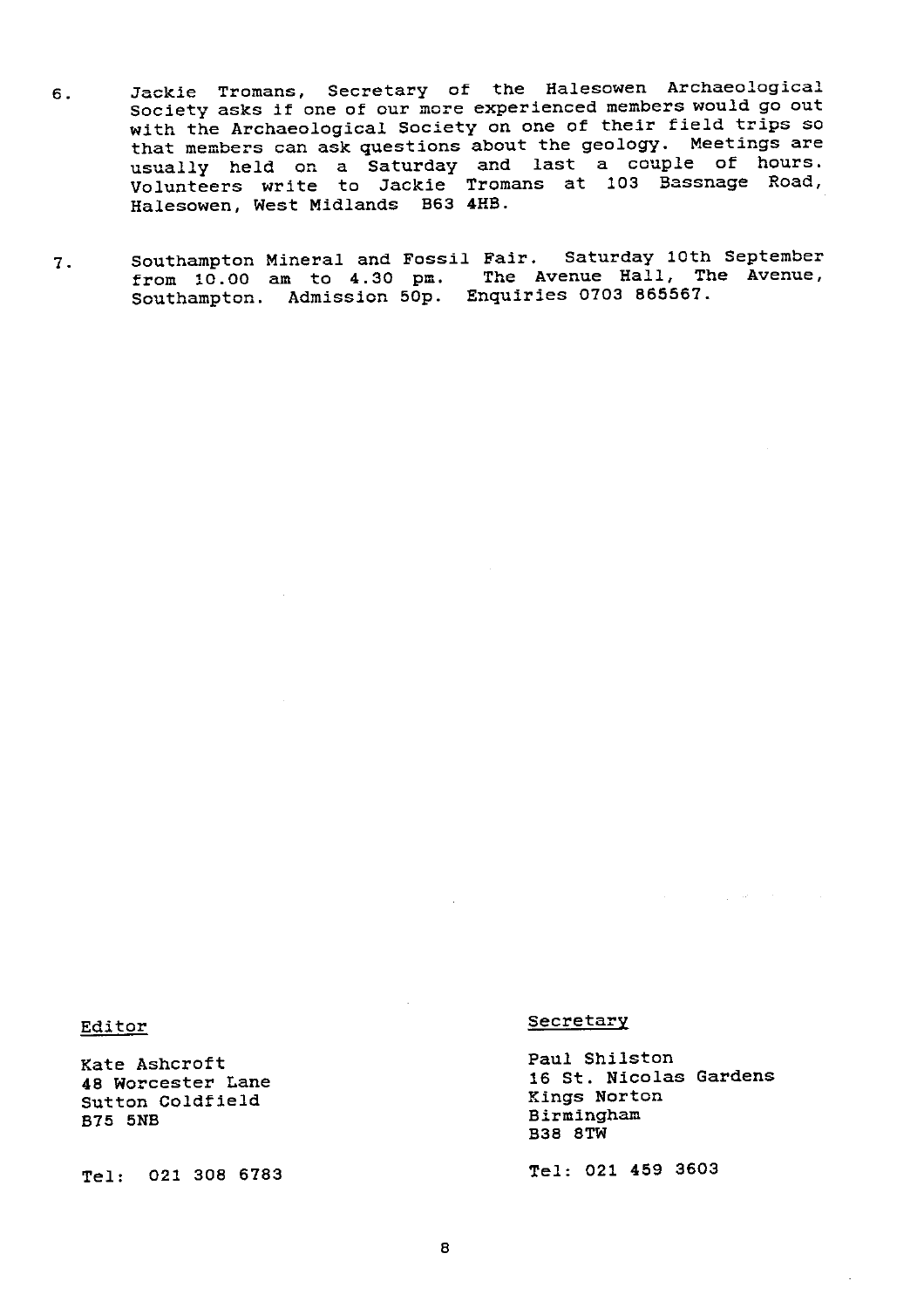6. Jackie Tromans, Secretary of the Halesowen Archaeological Society asks if one of our more experienced members would go out with the Archaeological Society on one of their field trips so that members can ask questions about the geology. Meetings are usually held on a Saturday and last a couple of hours. Volunteers write to Jackie Tromans at 103 Bassnage Road, Halesowen, West Midlands B63 4HB.

7. Southampton Mineral and Fossil Fair. Saturday 10th September from 10.00 am to 4.30 pm. The Avenue Hall, The Avenue, Southampton. Admission 50p. Enquiries 0703 865567.

Editor

Kate Ashcroft
48 Worcester Lane
Sutton Coldfield
B75 5NB

Tel: 021 308 6783

Secretary

Paul Shilston
16 St. Nicolas Gardens
Kings Norton
Birmingham
B38 8TW

Tel: 021 459 3603